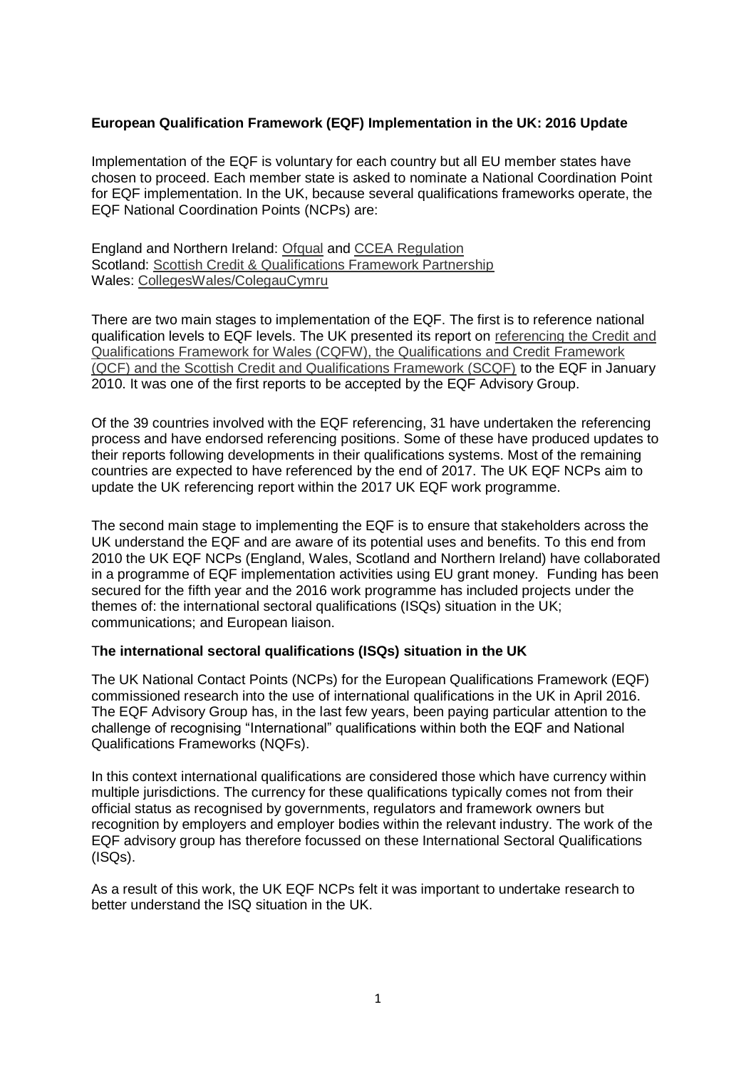**European Qualification Framework (EQF) Implementation in the UK: 2016 Update**

Implementation of the EQF is voluntary for each country but all EU member states have chosen to proceed. Each member state is asked to nominate a National Coordination Point for EQF implementation. In the UK, because several qualifications frameworks operate, the EQF National Coordination Points (NCPs) are:

England and Northern Ireland: Ofqual and CCEA Regulation
Scotland: Scottish Credit & Qualifications Framework Partnership
Wales: CollegesWales/ColegauCymru

There are two main stages to implementation of the EQF. The first is to reference national qualification levels to EQF levels. The UK presented its report on referencing the Credit and Qualifications Framework for Wales (CQFW), the Qualifications and Credit Framework (QCF) and the Scottish Credit and Qualifications Framework (SCQF) to the EQF in January 2010. It was one of the first reports to be accepted by the EQF Advisory Group.

Of the 39 countries involved with the EQF referencing, 31 have undertaken the referencing process and have endorsed referencing positions. Some of these have produced updates to their reports following developments in their qualifications systems. Most of the remaining countries are expected to have referenced by the end of 2017. The UK EQF NCPs aim to update the UK referencing report within the 2017 UK EQF work programme.

The second main stage to implementing the EQF is to ensure that stakeholders across the UK understand the EQF and are aware of its potential uses and benefits. To this end from 2010 the UK EQF NCPs (England, Wales, Scotland and Northern Ireland) have collaborated in a programme of EQF implementation activities using EU grant money. Funding has been secured for the fifth year and the 2016 work programme has included projects under the themes of: the international sectoral qualifications (ISQs) situation in the UK; communications; and European liaison.

**The international sectoral qualifications (ISQs) situation in the UK**

The UK National Contact Points (NCPs) for the European Qualifications Framework (EQF) commissioned research into the use of international qualifications in the UK in April 2016. The EQF Advisory Group has, in the last few years, been paying particular attention to the challenge of recognising "International" qualifications within both the EQF and National Qualifications Frameworks (NQFs).

In this context international qualifications are considered those which have currency within multiple jurisdictions. The currency for these qualifications typically comes not from their official status as recognised by governments, regulators and framework owners but recognition by employers and employer bodies within the relevant industry. The work of the EQF advisory group has therefore focussed on these International Sectoral Qualifications (ISQs).

As a result of this work, the UK EQF NCPs felt it was important to undertake research to better understand the ISQ situation in the UK.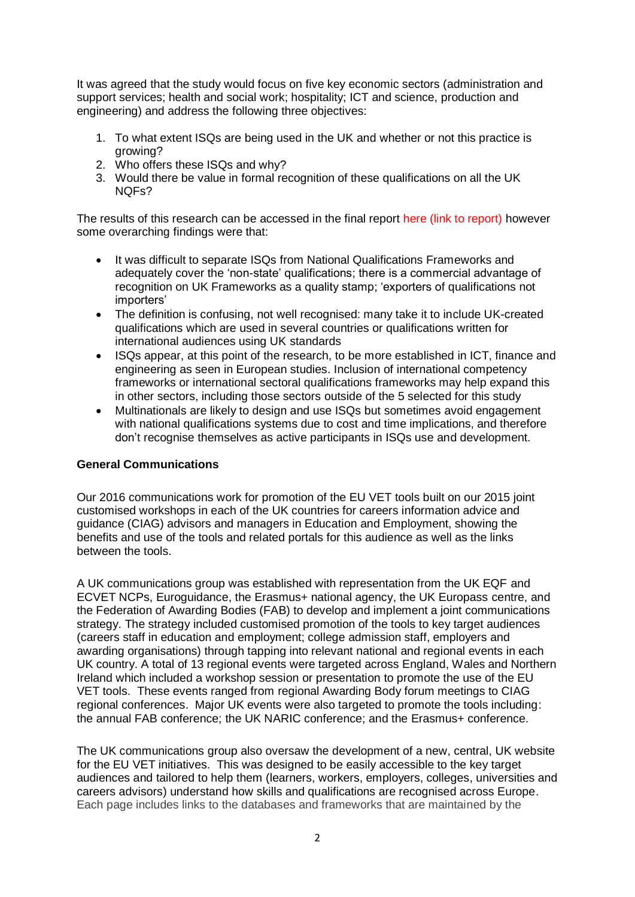It was agreed that the study would focus on five key economic sectors (administration and support services; health and social work; hospitality; ICT and science, production and engineering) and address the following three objectives:

1. To what extent ISQs are being used in the UK and whether or not this practice is growing?
2. Who offers these ISQs and why?
3. Would there be value in formal recognition of these qualifications on all the UK NQFs?

The results of this research can be accessed in the final report here (link to report) however some overarching findings were that:

- It was difficult to separate ISQs from National Qualifications Frameworks and adequately cover the 'non-state' qualifications; there is a commercial advantage of recognition on UK Frameworks as a quality stamp; 'exporters of qualifications not importers'
- The definition is confusing, not well recognised: many take it to include UK-created qualifications which are used in several countries or qualifications written for international audiences using UK standards
- ISQs appear, at this point of the research, to be more established in ICT, finance and engineering as seen in European studies. Inclusion of international competency frameworks or international sectoral qualifications frameworks may help expand this in other sectors, including those sectors outside of the 5 selected for this study
- Multinationals are likely to design and use ISQs but sometimes avoid engagement with national qualifications systems due to cost and time implications, and therefore don't recognise themselves as active participants in ISQs use and development.

**General Communications**

Our 2016 communications work for promotion of the EU VET tools built on our 2015 joint customised workshops in each of the UK countries for careers information advice and guidance (CIAG) advisors and managers in Education and Employment, showing the benefits and use of the tools and related portals for this audience as well as the links between the tools.

A UK communications group was established with representation from the UK EQF and ECVET NCPs, Euroguidance, the Erasmus+ national agency, the UK Europass centre, and the Federation of Awarding Bodies (FAB) to develop and implement a joint communications strategy. The strategy included customised promotion of the tools to key target audiences (careers staff in education and employment; college admission staff, employers and awarding organisations) through tapping into relevant national and regional events in each UK country. A total of 13 regional events were targeted across England, Wales and Northern Ireland which included a workshop session or presentation to promote the use of the EU VET tools. These events ranged from regional Awarding Body forum meetings to CIAG regional conferences. Major UK events were also targeted to promote the tools including: the annual FAB conference; the UK NARIC conference; and the Erasmus+ conference.

The UK communications group also oversaw the development of a new, central, UK website for the EU VET initiatives. This was designed to be easily accessible to the key target audiences and tailored to help them (learners, workers, employers, colleges, universities and careers advisors) understand how skills and qualifications are recognised across Europe. Each page includes links to the databases and frameworks that are maintained by the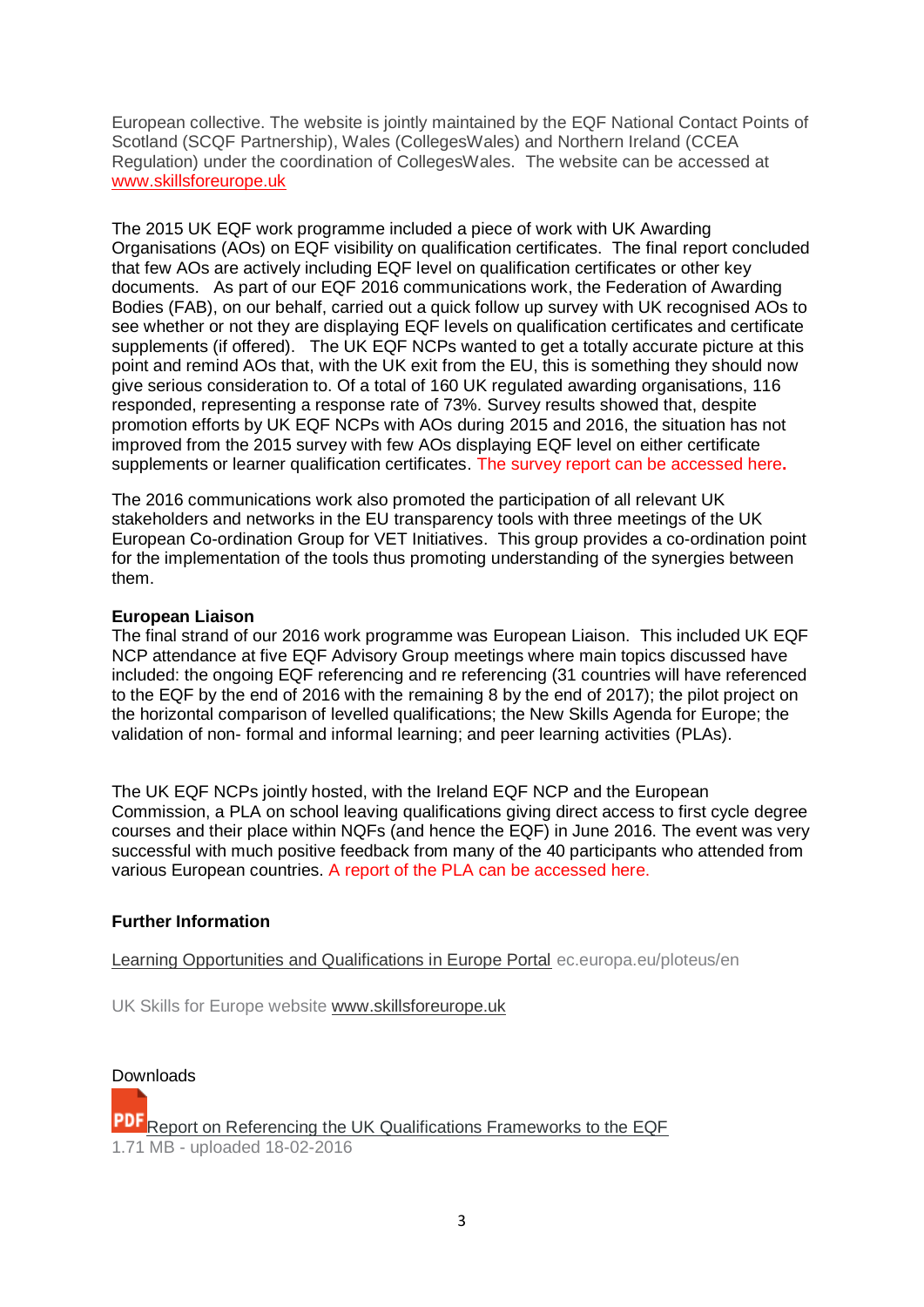European collective. The website is jointly maintained by the EQF National Contact Points of Scotland (SCQF Partnership), Wales (CollegesWales) and Northern Ireland (CCEA Regulation) under the coordination of CollegesWales. The website can be accessed at www.skillsforeurope.uk

The 2015 UK EQF work programme included a piece of work with UK Awarding Organisations (AOs) on EQF visibility on qualification certificates. The final report concluded that few AOs are actively including EQF level on qualification certificates or other key documents. As part of our EQF 2016 communications work, the Federation of Awarding Bodies (FAB), on our behalf, carried out a quick follow up survey with UK recognised AOs to see whether or not they are displaying EQF levels on qualification certificates and certificate supplements (if offered). The UK EQF NCPs wanted to get a totally accurate picture at this point and remind AOs that, with the UK exit from the EU, this is something they should now give serious consideration to. Of a total of 160 UK regulated awarding organisations, 116 responded, representing a response rate of 73%. Survey results showed that, despite promotion efforts by UK EQF NCPs with AOs during 2015 and 2016, the situation has not improved from the 2015 survey with few AOs displaying EQF level on either certificate supplements or learner qualification certificates. The survey report can be accessed here.

The 2016 communications work also promoted the participation of all relevant UK stakeholders and networks in the EU transparency tools with three meetings of the UK European Co-ordination Group for VET Initiatives. This group provides a co-ordination point for the implementation of the tools thus promoting understanding of the synergies between them.

**European Liaison**

The final strand of our 2016 work programme was European Liaison. This included UK EQF NCP attendance at five EQF Advisory Group meetings where main topics discussed have included: the ongoing EQF referencing and re referencing (31 countries will have referenced to the EQF by the end of 2016 with the remaining 8 by the end of 2017); the pilot project on the horizontal comparison of levelled qualifications; the New Skills Agenda for Europe; the validation of non- formal and informal learning; and peer learning activities (PLAs).

The UK EQF NCPs jointly hosted, with the Ireland EQF NCP and the European Commission, a PLA on school leaving qualifications giving direct access to first cycle degree courses and their place within NQFs (and hence the EQF) in June 2016. The event was very successful with much positive feedback from many of the 40 participants who attended from various European countries. A report of the PLA can be accessed here.

**Further Information**

Learning Opportunities and Qualifications in Europe Portal ec.europa.eu/ploteus/en

UK Skills for Europe website www.skillsforeurope.uk

Downloads

PDF Report on Referencing the UK Qualifications Frameworks to the EQF
1.71 MB - uploaded 18-02-2016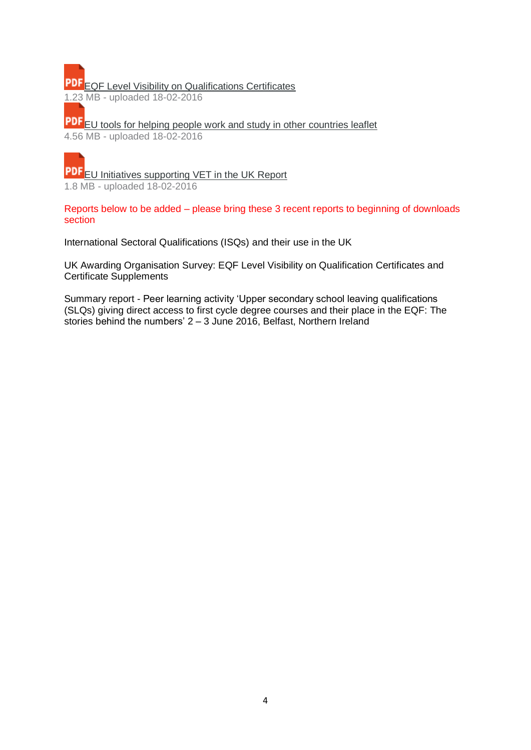PDF EQF Level Visibility on Qualifications Certificates
1.23 MB - uploaded 18-02-2016

PDF EU tools for helping people work and study in other countries leaflet
4.56 MB - uploaded 18-02-2016

PDF EU Initiatives supporting VET in the UK Report
1.8 MB - uploaded 18-02-2016

Reports below to be added – please bring these 3 recent reports to beginning of downloads section

International Sectoral Qualifications (ISQs) and their use in the UK

UK Awarding Organisation Survey: EQF Level Visibility on Qualification Certificates and Certificate Supplements

Summary report - Peer learning activity 'Upper secondary school leaving qualifications (SLQs) giving direct access to first cycle degree courses and their place in the EQF: The stories behind the numbers' 2 – 3 June 2016, Belfast, Northern Ireland